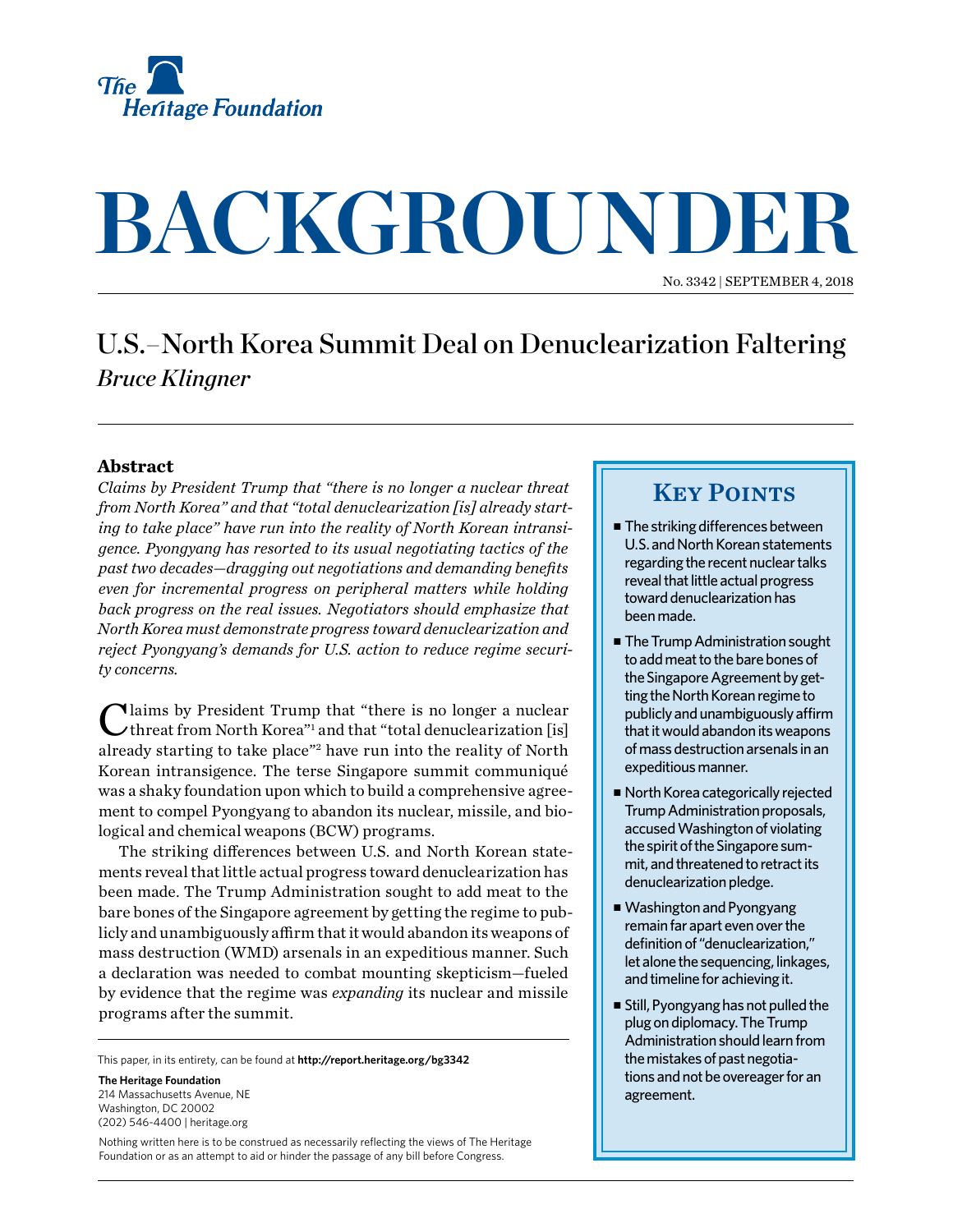# BACKGROUNDER

No. 3342 | SEPTEMBER 4, 2018

## U.S.–North Korea Summit Deal on Denuclearization Faltering

*Bruce Klingner*

### Abstract

*Claims by President Trump that "there is no longer a nuclear threat from North Korea" and that "total denuclearization [is] already starting to take place" have run into the reality of North Korean intransigence. Pyongyang has resorted to its usual negotiating tactics of the past two decades—dragging out negotiations and demanding benefits even for incremental progress on peripheral matters while holding back progress on the real issues. Negotiators should emphasize that North Korea must demonstrate progress toward denuclearization and reject Pyongyang's demands for U.S. action to reduce regime security concerns.*

Claims by President Trump that "there is no longer a nuclear threat from North Korea"[1] and that "total denuclearization [is] already starting to take place"[2] have run into the reality of North Korean intransigence. The terse Singapore summit communiqué was a shaky foundation upon which to build a comprehensive agreement to compel Pyongyang to abandon its nuclear, missile, and biological and chemical weapons (BCW) programs.

The striking differences between U.S. and North Korean statements reveal that little actual progress toward denuclearization has been made. The Trump Administration sought to add meat to the bare bones of the Singapore agreement by getting the regime to publicly and unambiguously affirm that it would abandon its weapons of mass destruction (WMD) arsenals in an expeditious manner. Such a declaration was needed to combat mounting skepticism—fueled by evidence that the regime was *expanding* its nuclear and missile programs after the summit.

### Key Points

- The striking differences between U.S. and North Korean statements regarding the recent nuclear talks reveal that little actual progress toward denuclearization has been made.
- The Trump Administration sought to add meat to the bare bones of the Singapore Agreement by getting the North Korean regime to publicly and unambiguously affirm that it would abandon its weapons of mass destruction arsenals in an expeditious manner.
- North Korea categorically rejected Trump Administration proposals, accused Washington of violating the spirit of the Singapore summit, and threatened to retract its denuclearization pledge.
- Washington and Pyongyang remain far apart even over the definition of "denuclearization," let alone the sequencing, linkages, and timeline for achieving it.
- Still, Pyongyang has not pulled the plug on diplomacy. The Trump Administration should learn from the mistakes of past negotiations and not be overeager for an agreement.

This paper, in its entirety, can be found at **http://report.heritage.org/bg3342**

**The Heritage Foundation**
214 Massachusetts Avenue, NE
Washington, DC 20002
(202) 546-4400 | heritage.org

Nothing written here is to be construed as necessarily reflecting the views of The Heritage Foundation or as an attempt to aid or hinder the passage of any bill before Congress.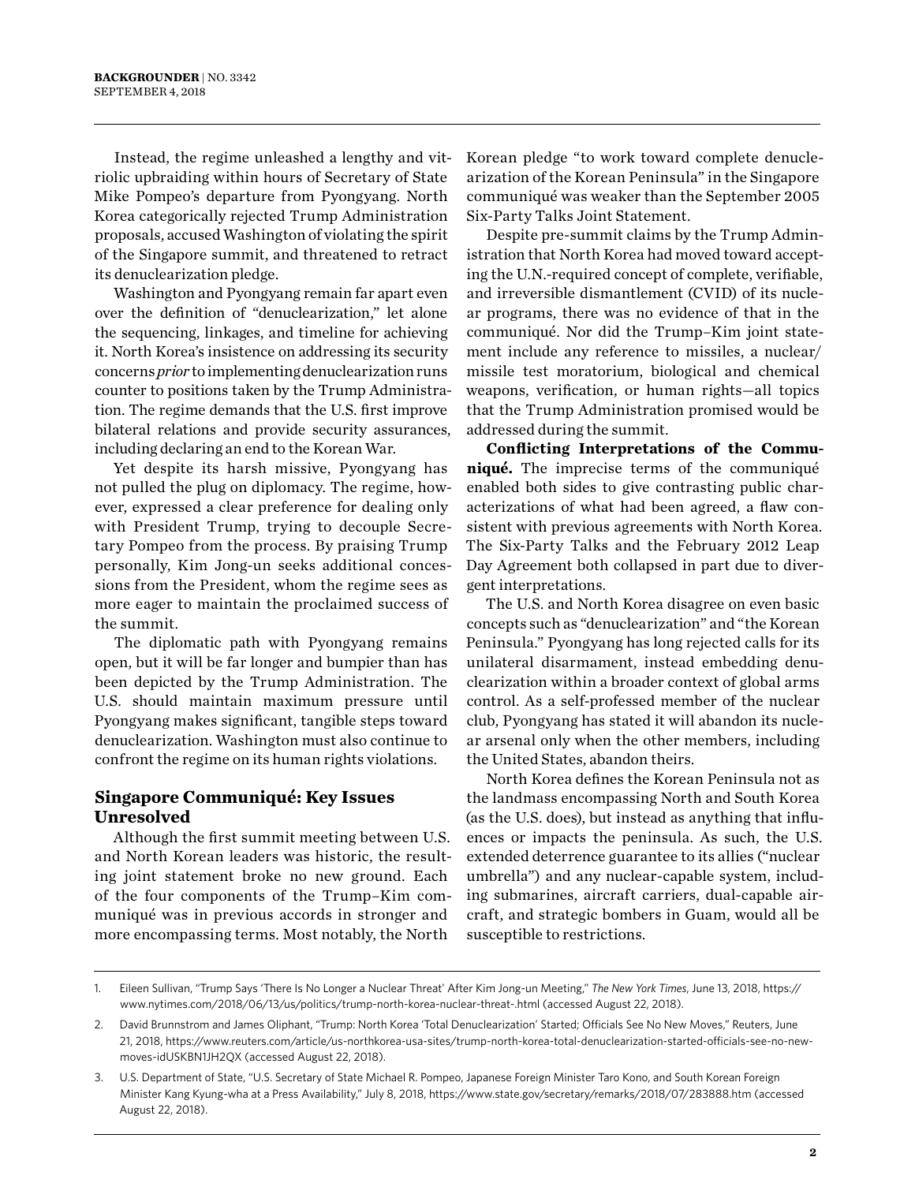Instead, the regime unleashed a lengthy and vitriolic upbraiding within hours of Secretary of State Mike Pompeo's departure from Pyongyang. North Korea categorically rejected Trump Administration proposals, accused Washington of violating the spirit of the Singapore summit, and threatened to retract its denuclearization pledge.

Washington and Pyongyang remain far apart even over the definition of "denuclearization," let alone the sequencing, linkages, and timeline for achieving it. North Korea's insistence on addressing its security concerns *prior* to implementing denuclearization runs counter to positions taken by the Trump Administration. The regime demands that the U.S. first improve bilateral relations and provide security assurances, including declaring an end to the Korean War.

Yet despite its harsh missive, Pyongyang has not pulled the plug on diplomacy. The regime, however, expressed a clear preference for dealing only with President Trump, trying to decouple Secretary Pompeo from the process. By praising Trump personally, Kim Jong-un seeks additional concessions from the President, whom the regime sees as more eager to maintain the proclaimed success of the summit.

The diplomatic path with Pyongyang remains open, but it will be far longer and bumpier than has been depicted by the Trump Administration. The U.S. should maintain maximum pressure until Pyongyang makes significant, tangible steps toward denuclearization. Washington must also continue to confront the regime on its human rights violations.

## Singapore Communiqué: Key Issues Unresolved

Although the first summit meeting between U.S. and North Korean leaders was historic, the resulting joint statement broke no new ground. Each of the four components of the Trump–Kim communiqué was in previous accords in stronger and more encompassing terms. Most notably, the North Korean pledge "to work toward complete denuclearization of the Korean Peninsula" in the Singapore communiqué was weaker than the September 2005 Six-Party Talks Joint Statement.

Despite pre-summit claims by the Trump Administration that North Korea had moved toward accepting the U.N.-required concept of complete, verifiable, and irreversible dismantlement (CVID) of its nuclear programs, there was no evidence of that in the communiqué. Nor did the Trump–Kim joint statement include any reference to missiles, a nuclear/missile test moratorium, biological and chemical weapons, verification, or human rights—all topics that the Trump Administration promised would be addressed during the summit.

**Conflicting Interpretations of the Communiqué.** The imprecise terms of the communiqué enabled both sides to give contrasting public characterizations of what had been agreed, a flaw consistent with previous agreements with North Korea. The Six-Party Talks and the February 2012 Leap Day Agreement both collapsed in part due to divergent interpretations.

The U.S. and North Korea disagree on even basic concepts such as "denuclearization" and "the Korean Peninsula." Pyongyang has long rejected calls for its unilateral disarmament, instead embedding denuclearization within a broader context of global arms control. As a self-professed member of the nuclear club, Pyongyang has stated it will abandon its nuclear arsenal only when the other members, including the United States, abandon theirs.

North Korea defines the Korean Peninsula not as the landmass encompassing North and South Korea (as the U.S. does), but instead as anything that influences or impacts the peninsula. As such, the U.S. extended deterrence guarantee to its allies ("nuclear umbrella") and any nuclear-capable system, including submarines, aircraft carriers, dual-capable aircraft, and strategic bombers in Guam, would all be susceptible to restrictions.

1. Eileen Sullivan, "Trump Says 'There Is No Longer a Nuclear Threat' After Kim Jong-un Meeting," *The New York Times*, June 13, 2018, https://www.nytimes.com/2018/06/13/us/politics/trump-north-korea-nuclear-threat-.html (accessed August 22, 2018).
2. David Brunnstrom and James Oliphant, "Trump: North Korea 'Total Denuclearization' Started; Officials See No New Moves," Reuters, June 21, 2018, https://www.reuters.com/article/us-northkorea-usa-sites/trump-north-korea-total-denuclearization-started-officials-see-no-new-moves-idUSKBN1JH2QX (accessed August 22, 2018).
3. U.S. Department of State, "U.S. Secretary of State Michael R. Pompeo, Japanese Foreign Minister Taro Kono, and South Korean Foreign Minister Kang Kyung-wha at a Press Availability," July 8, 2018, https://www.state.gov/secretary/remarks/2018/07/283888.htm (accessed August 22, 2018).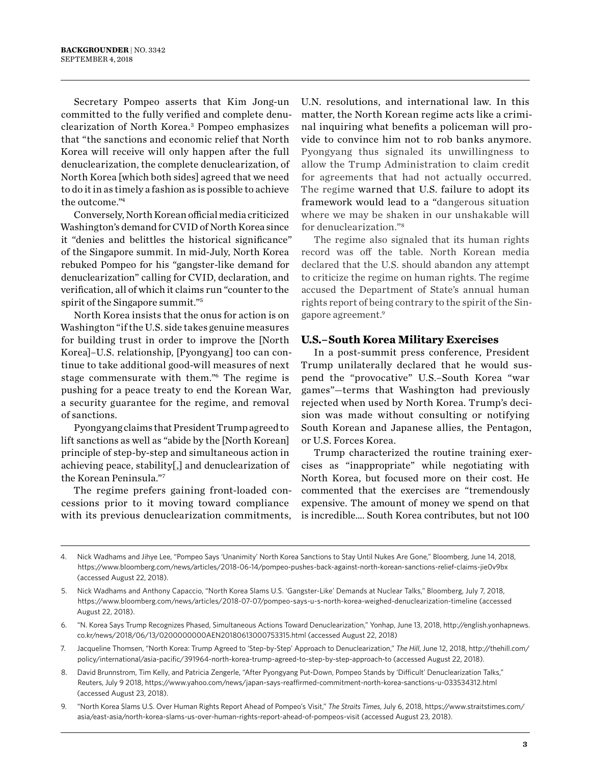Secretary Pompeo asserts that Kim Jong-un committed to the fully verified and complete denuclearization of North Korea.[3] Pompeo emphasizes that "the sanctions and economic relief that North Korea will receive will only happen after the full denuclearization, the complete denuclearization, of North Korea [which both sides] agreed that we need to do it in as timely a fashion as is possible to achieve the outcome."[4]

Conversely, North Korean official media criticized Washington's demand for CVID of North Korea since it "denies and belittles the historical significance" of the Singapore summit. In mid-July, North Korea rebuked Pompeo for his "gangster-like demand for denuclearization" calling for CVID, declaration, and verification, all of which it claims run "counter to the spirit of the Singapore summit."[5]

North Korea insists that the onus for action is on Washington "if the U.S. side takes genuine measures for building trust in order to improve the [North Korea]–U.S. relationship, [Pyongyang] too can continue to take additional good-will measures of next stage commensurate with them."[6] The regime is pushing for a peace treaty to end the Korean War, a security guarantee for the regime, and removal of sanctions.

Pyongyang claims that President Trump agreed to lift sanctions as well as "abide by the [North Korean] principle of step-by-step and simultaneous action in achieving peace, stability[,] and denuclearization of the Korean Peninsula."[7]

The regime prefers gaining front-loaded concessions prior to it moving toward compliance with its previous denuclearization commitments, U.N. resolutions, and international law. In this matter, the North Korean regime acts like a criminal inquiring what benefits a policeman will provide to convince him not to rob banks anymore. Pyongyang thus signaled its unwillingness to allow the Trump Administration to claim credit for agreements that had not actually occurred. The regime warned that U.S. failure to adopt its framework would lead to a "dangerous situation where we may be shaken in our unshakable will for denuclearization."[8]

The regime also signaled that its human rights record was off the table. North Korean media declared that the U.S. should abandon any attempt to criticize the regime on human rights. The regime accused the Department of State's annual human rights report of being contrary to the spirit of the Singapore agreement.[9]

### U.S.–South Korea Military Exercises

In a post-summit press conference, President Trump unilaterally declared that he would suspend the "provocative" U.S.–South Korea "war games"—terms that Washington had previously rejected when used by North Korea. Trump's decision was made without consulting or notifying South Korean and Japanese allies, the Pentagon, or U.S. Forces Korea.

Trump characterized the routine training exercises as "inappropriate" while negotiating with North Korea, but focused more on their cost. He commented that the exercises are "tremendously expensive. The amount of money we spend on that is incredible.... South Korea contributes, but not 100

---

4. Nick Wadhams and Jihye Lee, "Pompeo Says 'Unanimity' North Korea Sanctions to Stay Until Nukes Are Gone," Bloomberg, June 14, 2018, https://www.bloomberg.com/news/articles/2018-06-14/pompeo-pushes-back-against-north-korean-sanctions-relief-claims-jie0v9bx (accessed August 22, 2018).
5. Nick Wadhams and Anthony Capaccio, "North Korea Slams U.S. 'Gangster-Like' Demands at Nuclear Talks," Bloomberg, July 7, 2018, https://www.bloomberg.com/news/articles/2018-07-07/pompeo-says-u-s-north-korea-weighed-denuclearization-timeline (accessed August 22, 2018).
6. "N. Korea Says Trump Recognizes Phased, Simultaneous Actions Toward Denuclearization," Yonhap, June 13, 2018, http://english.yonhapnews.co.kr/news/2018/06/13/0200000000AEN20180613000753315.html (accessed August 22, 2018)
7. Jacqueline Thomsen, "North Korea: Trump Agreed to 'Step-by-Step' Approach to Denuclearization," *The Hill*, June 12, 2018, http://thehill.com/policy/international/asia-pacific/391964-north-korea-trump-agreed-to-step-by-step-approach-to (accessed August 22, 2018).
8. David Brunnstrom, Tim Kelly, and Patricia Zengerle, "After Pyongyang Put-Down, Pompeo Stands by 'Difficult' Denuclearization Talks," Reuters, July 9 2018, https://www.yahoo.com/news/japan-says-reaffirmed-commitment-north-korea-sanctions-u-033534312.html (accessed August 23, 2018).
9. "North Korea Slams U.S. Over Human Rights Report Ahead of Pompeo's Visit," *The Straits Times*, July 6, 2018, https://www.straitstimes.com/asia/east-asia/north-korea-slams-us-over-human-rights-report-ahead-of-pompeos-visit (accessed August 23, 2018).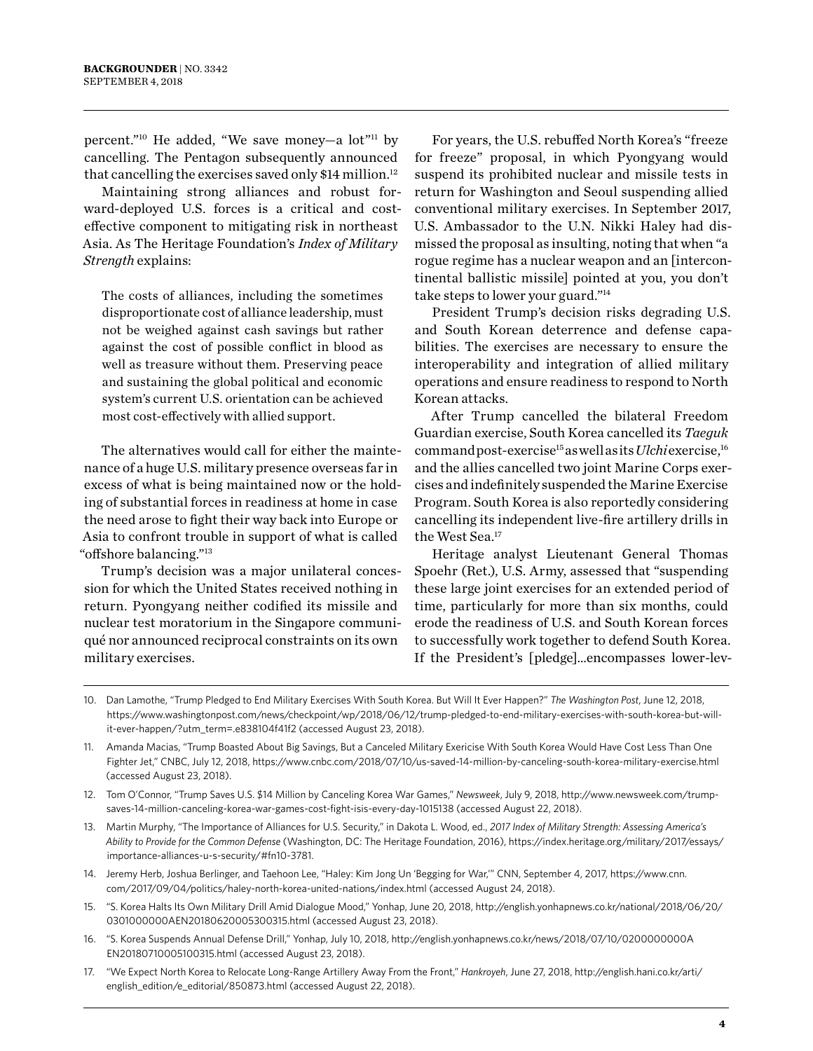percent."[10] He added, "We save money—a lot"[11] by cancelling. The Pentagon subsequently announced that cancelling the exercises saved only $14 million.[12]

Maintaining strong alliances and robust forward-deployed U.S. forces is a critical and cost-effective component to mitigating risk in northeast Asia. As The Heritage Foundation's *Index of Military Strength* explains:

> The costs of alliances, including the sometimes disproportionate cost of alliance leadership, must not be weighed against cash savings but rather against the cost of possible conflict in blood as well as treasure without them. Preserving peace and sustaining the global political and economic system's current U.S. orientation can be achieved most cost-effectively with allied support.
>
> The alternatives would call for either the maintenance of a huge U.S. military presence overseas far in excess of what is being maintained now or the holding of substantial forces in readiness at home in case the need arose to fight their way back into Europe or Asia to confront trouble in support of what is called "offshore balancing."[13]

Trump's decision was a major unilateral concession for which the United States received nothing in return. Pyongyang neither codified its missile and nuclear test moratorium in the Singapore communiqué nor announced reciprocal constraints on its own military exercises.

For years, the U.S. rebuffed North Korea's "freeze for freeze" proposal, in which Pyongyang would suspend its prohibited nuclear and missile tests in return for Washington and Seoul suspending allied conventional military exercises. In September 2017, U.S. Ambassador to the U.N. Nikki Haley had dismissed the proposal as insulting, noting that when "a rogue regime has a nuclear weapon and an [intercontinental ballistic missile] pointed at you, you don't take steps to lower your guard."[14]

President Trump's decision risks degrading U.S. and South Korean deterrence and defense capabilities. The exercises are necessary to ensure the interoperability and integration of allied military operations and ensure readiness to respond to North Korean attacks.

After Trump cancelled the bilateral Freedom Guardian exercise, South Korea cancelled its *Taeguk* command post-exercise[15] as well as its *Ulchi* exercise,[16] and the allies cancelled two joint Marine Corps exercises and indefinitely suspended the Marine Exercise Program. South Korea is also reportedly considering cancelling its independent live-fire artillery drills in the West Sea.[17]

Heritage analyst Lieutenant General Thomas Spoehr (Ret.), U.S. Army, assessed that "suspending these large joint exercises for an extended period of time, particularly for more than six months, could erode the readiness of U.S. and South Korean forces to successfully work together to defend South Korea. If the President's [pledge]...encompasses lower-lev-

---

10. Dan Lamothe, "Trump Pledged to End Military Exercises With South Korea. But Will It Ever Happen?" *The Washington Post*, June 12, 2018, https://www.washingtonpost.com/news/checkpoint/wp/2018/06/12/trump-pledged-to-end-military-exercises-with-south-korea-but-will-it-ever-happen/?utm_term=.e838104f41f2 (accessed August 23, 2018).
11. Amanda Macias, "Trump Boasted About Big Savings, But a Canceled Military Exericise With South Korea Would Have Cost Less Than One Fighter Jet," CNBC, July 12, 2018, https://www.cnbc.com/2018/07/10/us-saved-14-million-by-canceling-south-korea-military-exercise.html (accessed August 23, 2018).
12. Tom O'Connor, "Trump Saves U.S. $14 Million by Canceling Korea War Games," *Newsweek*, July 9, 2018, http://www.newsweek.com/trump-saves-14-million-canceling-korea-war-games-cost-fight-isis-every-day-1015138 (accessed August 22, 2018).
13. Martin Murphy, "The Importance of Alliances for U.S. Security," in Dakota L. Wood, ed., *2017 Index of Military Strength: Assessing America's Ability to Provide for the Common Defense* (Washington, DC: The Heritage Foundation, 2016), https://index.heritage.org/military/2017/essays/importance-alliances-u-s-security/#fn10-3781.
14. Jeremy Herb, Joshua Berlinger, and Taehoon Lee, "Haley: Kim Jong Un 'Begging for War,'" CNN, September 4, 2017, https://www.cnn.com/2017/09/04/politics/haley-north-korea-united-nations/index.html (accessed August 24, 2018).
15. "S. Korea Halts Its Own Military Drill Amid Dialogue Mood," Yonhap, June 20, 2018, http://english.yonhapnews.co.kr/national/2018/06/20/0301000000AEN20180620005300315.html (accessed August 23, 2018).
16. "S. Korea Suspends Annual Defense Drill," Yonhap, July 10, 2018, http://english.yonhapnews.co.kr/news/2018/07/10/0200000000AEN20180710005100315.html (accessed August 23, 2018).
17. "We Expect North Korea to Relocate Long-Range Artillery Away From the Front," *Hankroyeh*, June 27, 2018, http://english.hani.co.kr/arti/english_edition/e_editorial/850873.html (accessed August 22, 2018).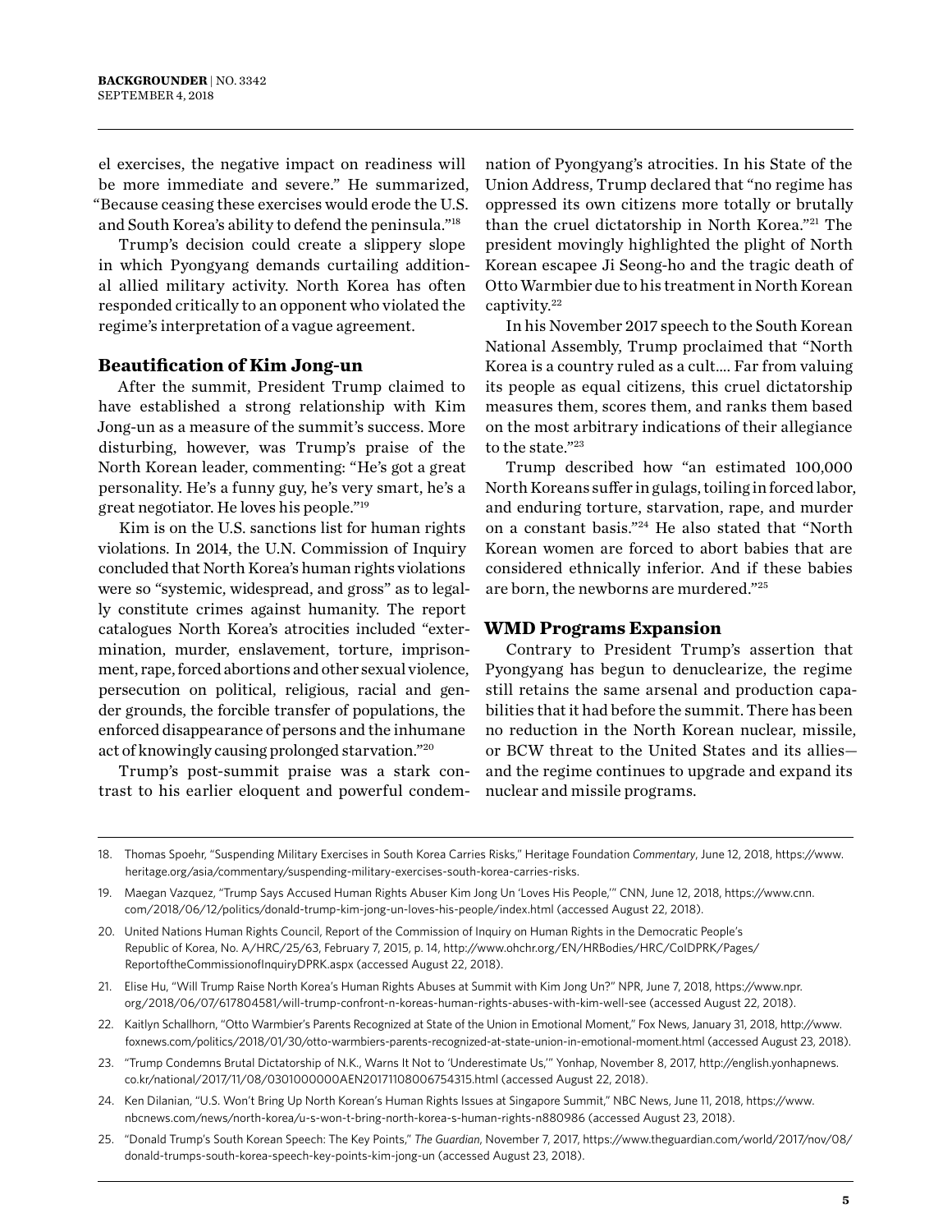el exercises, the negative impact on readiness will be more immediate and severe." He summarized, "Because ceasing these exercises would erode the U.S. and South Korea's ability to defend the peninsula."[18]

Trump's decision could create a slippery slope in which Pyongyang demands curtailing additional allied military activity. North Korea has often responded critically to an opponent who violated the regime's interpretation of a vague agreement.

### Beautification of Kim Jong-un

After the summit, President Trump claimed to have established a strong relationship with Kim Jong-un as a measure of the summit's success. More disturbing, however, was Trump's praise of the North Korean leader, commenting: "He's got a great personality. He's a funny guy, he's very smart, he's a great negotiator. He loves his people."[19]

Kim is on the U.S. sanctions list for human rights violations. In 2014, the U.N. Commission of Inquiry concluded that North Korea's human rights violations were so "systemic, widespread, and gross" as to legally constitute crimes against humanity. The report catalogues North Korea's atrocities included "extermination, murder, enslavement, torture, imprisonment, rape, forced abortions and other sexual violence, persecution on political, religious, racial and gender grounds, the forcible transfer of populations, the enforced disappearance of persons and the inhumane act of knowingly causing prolonged starvation."[20]

Trump's post-summit praise was a stark contrast to his earlier eloquent and powerful condemnation of Pyongyang's atrocities. In his State of the Union Address, Trump declared that "no regime has oppressed its own citizens more totally or brutally than the cruel dictatorship in North Korea."[21] The president movingly highlighted the plight of North Korean escapee Ji Seong-ho and the tragic death of Otto Warmbier due to his treatment in North Korean captivity.[22]

In his November 2017 speech to the South Korean National Assembly, Trump proclaimed that "North Korea is a country ruled as a cult.... Far from valuing its people as equal citizens, this cruel dictatorship measures them, scores them, and ranks them based on the most arbitrary indications of their allegiance to the state."[23]

Trump described how "an estimated 100,000 North Koreans suffer in gulags, toiling in forced labor, and enduring torture, starvation, rape, and murder on a constant basis."[24] He also stated that "North Korean women are forced to abort babies that are considered ethnically inferior. And if these babies are born, the newborns are murdered."[25]

### WMD Programs Expansion

Contrary to President Trump's assertion that Pyongyang has begun to denuclearize, the regime still retains the same arsenal and production capabilities that it had before the summit. There has been no reduction in the North Korean nuclear, missile, or BCW threat to the United States and its allies—and the regime continues to upgrade and expand its nuclear and missile programs.

---

18. Thomas Spoehr, "Suspending Military Exercises in South Korea Carries Risks," Heritage Foundation *Commentary*, June 12, 2018, https://www.heritage.org/asia/commentary/suspending-military-exercises-south-korea-carries-risks.
19. Maegan Vazquez, "Trump Says Accused Human Rights Abuser Kim Jong Un 'Loves His People,'" CNN, June 12, 2018, https://www.cnn.com/2018/06/12/politics/donald-trump-kim-jong-un-loves-his-people/index.html (accessed August 22, 2018).
20. United Nations Human Rights Council, Report of the Commission of Inquiry on Human Rights in the Democratic People's Republic of Korea, No. A/HRC/25/63, February 7, 2015, p. 14, http://www.ohchr.org/EN/HRBodies/HRC/CoIDPRK/Pages/ReportoftheCommissionofInquiryDPRK.aspx (accessed August 22, 2018).
21. Elise Hu, "Will Trump Raise North Korea's Human Rights Abuses at Summit with Kim Jong Un?" NPR, June 7, 2018, https://www.npr.org/2018/06/07/617804581/will-trump-confront-n-koreas-human-rights-abuses-with-kim-well-see (accessed August 22, 2018).
22. Kaitlyn Schallhorn, "Otto Warmbier's Parents Recognized at State of the Union in Emotional Moment," Fox News, January 31, 2018, http://www.foxnews.com/politics/2018/01/30/otto-warmbiers-parents-recognized-at-state-union-in-emotional-moment.html (accessed August 23, 2018).
23. "Trump Condemns Brutal Dictatorship of N.K., Warns It Not to 'Underestimate Us,'" Yonhap, November 8, 2017, http://english.yonhapnews.co.kr/national/2017/11/08/0301000000AEN20171108006754315.html (accessed August 22, 2018).
24. Ken Dilanian, "U.S. Won't Bring Up North Korean's Human Rights Issues at Singapore Summit," NBC News, June 11, 2018, https://www.nbcnews.com/news/north-korea/u-s-won-t-bring-north-korea-s-human-rights-n880986 (accessed August 23, 2018).
25. "Donald Trump's South Korean Speech: The Key Points," *The Guardian*, November 7, 2017, https://www.theguardian.com/world/2017/nov/08/donald-trumps-south-korea-speech-key-points-kim-jong-un (accessed August 23, 2018).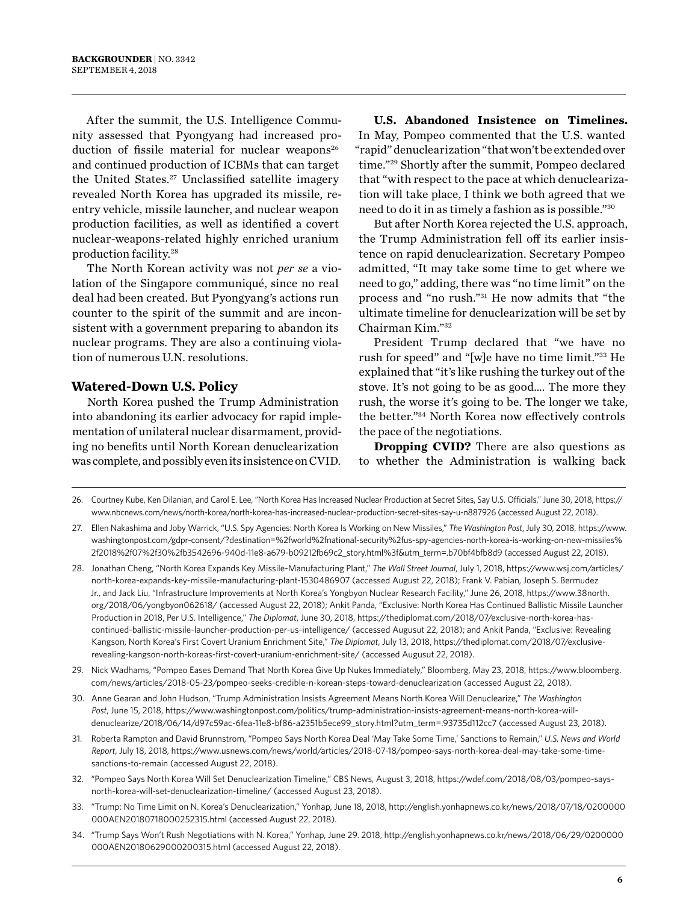After the summit, the U.S. Intelligence Community assessed that Pyongyang had increased production of fissile material for nuclear weapons[26] and continued production of ICBMs that can target the United States.[27] Unclassified satellite imagery revealed North Korea has upgraded its missile, reentry vehicle, missile launcher, and nuclear weapon production facilities, as well as identified a covert nuclear-weapons-related highly enriched uranium production facility.[28]

The North Korean activity was not *per se* a violation of the Singapore communiqué, since no real deal had been created. But Pyongyang's actions run counter to the spirit of the summit and are inconsistent with a government preparing to abandon its nuclear programs. They are also a continuing violation of numerous U.N. resolutions.

## Watered-Down U.S. Policy

North Korea pushed the Trump Administration into abandoning its earlier advocacy for rapid implementation of unilateral nuclear disarmament, providing no benefits until North Korean denuclearization was complete, and possibly even its insistence on CVID.

**U.S. Abandoned Insistence on Timelines.** In May, Pompeo commented that the U.S. wanted "rapid" denuclearization "that won't be extended over time."[29] Shortly after the summit, Pompeo declared that "with respect to the pace at which denuclearization will take place, I think we both agreed that we need to do it in as timely a fashion as is possible."[30]

But after North Korea rejected the U.S. approach, the Trump Administration fell off its earlier insistence on rapid denuclearization. Secretary Pompeo admitted, "It may take some time to get where we need to go," adding, there was "no time limit" on the process and "no rush."[31] He now admits that "the ultimate timeline for denuclearization will be set by Chairman Kim."[32]

President Trump declared that "we have no rush for speed" and "[w]e have no time limit."[33] He explained that "it's like rushing the turkey out of the stove. It's not going to be as good.... The more they rush, the worse it's going to be. The longer we take, the better."[34] North Korea now effectively controls the pace of the negotiations.

**Dropping CVID?** There are also questions as to whether the Administration is walking back

---

26. Courtney Kube, Ken Dilanian, and Carol E. Lee, "North Korea Has Increased Nuclear Production at Secret Sites, Say U.S. Officials," June 30, 2018, https://www.nbcnews.com/news/north-korea/north-korea-has-increased-nuclear-production-secret-sites-say-u-n887926 (accessed August 22, 2018).
27. Ellen Nakashima and Joby Warrick, "U.S. Spy Agencies: North Korea Is Working on New Missiles," *The Washington Post*, July 30, 2018, https://www.washingtonpost.com/gdpr-consent/?destination=%2fworld%2fnational-security%2fus-spy-agencies-north-korea-is-working-on-new-missiles%2f2018%2f07%2f30%2fb3542696-940d-11e8-a679-b09212fb69c2_story.html%3f&utm_term=.b70bf4bfb8d9 (accessed August 22, 2018).
28. Jonathan Cheng, "North Korea Expands Key Missile-Manufacturing Plant," *The Wall Street Journal*, July 1, 2018, https://www.wsj.com/articles/north-korea-expands-key-missile-manufacturing-plant-1530486907 (accessed August 22, 2018); Frank V. Pabian, Joseph S. Bermudez Jr., and Jack Liu, "Infrastructure Improvements at North Korea's Yongbyon Nuclear Research Facility," June 26, 2018, https://www.38north.org/2018/06/yongbyon062618/ (accessed August 22, 2018); Ankit Panda, "Exclusive: North Korea Has Continued Ballistic Missile Launcher Production in 2018, Per U.S. Intelligence," *The Diplomat*, June 30, 2018, https://thediplomat.com/2018/07/exclusive-north-korea-has-continued-ballistic-missile-launcher-production-per-us-intelligence/ (accessed Augusut 22, 2018); and Ankit Panda, "Exclusive: Revealing Kangson, North Korea's First Covert Uranium Enrichment Site," *The Diplomat*, July 13, 2018, https://thediplomat.com/2018/07/exclusive-revealing-kangson-north-koreas-first-covert-uranium-enrichment-site/ (accessed Augusut 22, 2018).
29. Nick Wadhams, "Pompeo Eases Demand That North Korea Give Up Nukes Immediately," Bloomberg, May 23, 2018, https://www.bloomberg.com/news/articles/2018-05-23/pompeo-seeks-credible-n-korean-steps-toward-denuclearization (accessed August 22, 2018).
30. Anne Gearan and John Hudson, "Trump Administration Insists Agreement Means North Korea Will Denuclearize," *The Washington Post*, June 15, 2018, https://www.washingtonpost.com/politics/trump-administration-insists-agreement-means-north-korea-will-denuclearize/2018/06/14/d97c59ac-6fea-11e8-bf86-a2351b5ece99_story.html?utm_term=.93735d112cc7 (accessed August 23, 2018).
31. Roberta Rampton and David Brunnstrom, "Pompeo Says North Korea Deal 'May Take Some Time,' Sanctions to Remain," *U.S. News and World Report*, July 18, 2018, https://www.usnews.com/news/world/articles/2018-07-18/pompeo-says-north-korea-deal-may-take-some-time-sanctions-to-remain (accessed August 22, 2018).
32. "Pompeo Says North Korea Will Set Denuclearization Timeline," CBS News, August 3, 2018, https://wdef.com/2018/08/03/pompeo-says-north-korea-will-set-denuclearization-timeline/ (accessed August 23, 2018).
33. "Trump: No Time Limit on N. Korea's Denuclearization," Yonhap, June 18, 2018, http://english.yonhapnews.co.kr/news/2018/07/18/0200000000AEN20180718000252315.html (accessed August 22, 2018).
34. "Trump Says Won't Rush Negotiations with N. Korea," Yonhap, June 29. 2018, http://english.yonhapnews.co.kr/news/2018/06/29/0200000000AEN20180629000200315.html (accessed August 22, 2018).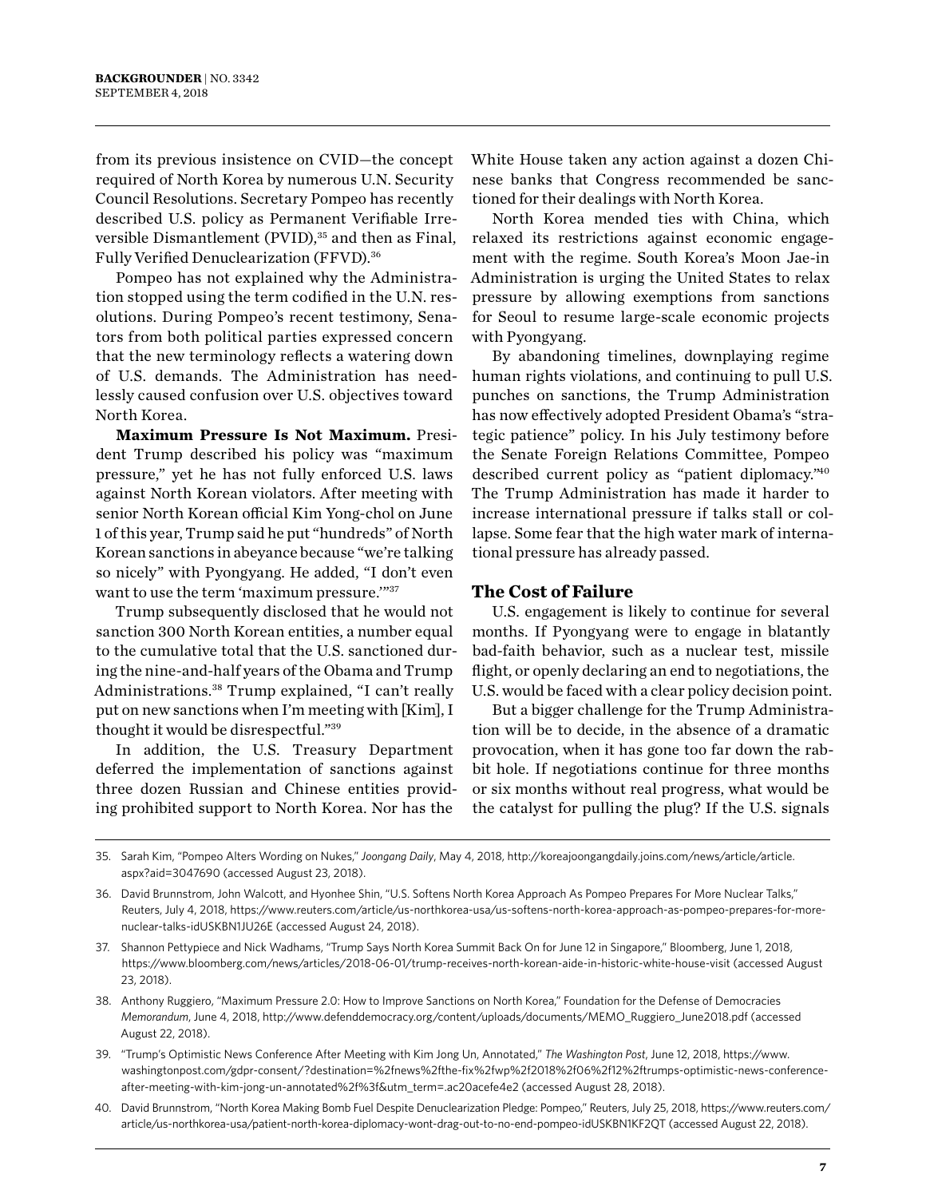from its previous insistence on CVID—the concept required of North Korea by numerous U.N. Security Council Resolutions. Secretary Pompeo has recently described U.S. policy as Permanent Verifiable Irreversible Dismantlement (PVID),[35] and then as Final, Fully Verified Denuclearization (FFVD).[36]

Pompeo has not explained why the Administration stopped using the term codified in the U.N. resolutions. During Pompeo's recent testimony, Senators from both political parties expressed concern that the new terminology reflects a watering down of U.S. demands. The Administration has needlessly caused confusion over U.S. objectives toward North Korea.

**Maximum Pressure Is Not Maximum.** President Trump described his policy was "maximum pressure," yet he has not fully enforced U.S. laws against North Korean violators. After meeting with senior North Korean official Kim Yong-chol on June 1 of this year, Trump said he put "hundreds" of North Korean sanctions in abeyance because "we're talking so nicely" with Pyongyang. He added, "I don't even want to use the term 'maximum pressure.'"[37]

Trump subsequently disclosed that he would not sanction 300 North Korean entities, a number equal to the cumulative total that the U.S. sanctioned during the nine-and-half years of the Obama and Trump Administrations.[38] Trump explained, "I can't really put on new sanctions when I'm meeting with [Kim], I thought it would be disrespectful."[39]

In addition, the U.S. Treasury Department deferred the implementation of sanctions against three dozen Russian and Chinese entities providing prohibited support to North Korea. Nor has the White House taken any action against a dozen Chinese banks that Congress recommended be sanctioned for their dealings with North Korea.

North Korea mended ties with China, which relaxed its restrictions against economic engagement with the regime. South Korea's Moon Jae-in Administration is urging the United States to relax pressure by allowing exemptions from sanctions for Seoul to resume large-scale economic projects with Pyongyang.

By abandoning timelines, downplaying regime human rights violations, and continuing to pull U.S. punches on sanctions, the Trump Administration has now effectively adopted President Obama's "strategic patience" policy. In his July testimony before the Senate Foreign Relations Committee, Pompeo described current policy as "patient diplomacy."[40] The Trump Administration has made it harder to increase international pressure if talks stall or collapse. Some fear that the high water mark of international pressure has already passed.

## The Cost of Failure

U.S. engagement is likely to continue for several months. If Pyongyang were to engage in blatantly bad-faith behavior, such as a nuclear test, missile flight, or openly declaring an end to negotiations, the U.S. would be faced with a clear policy decision point.

But a bigger challenge for the Trump Administration will be to decide, in the absence of a dramatic provocation, when it has gone too far down the rabbit hole. If negotiations continue for three months or six months without real progress, what would be the catalyst for pulling the plug? If the U.S. signals

---

35. Sarah Kim, "Pompeo Alters Wording on Nukes," *Joongang Daily*, May 4, 2018, http://koreajoongangdaily.joins.com/news/article/article.aspx?aid=3047690 (accessed August 23, 2018).

36. David Brunnstrom, John Walcott, and Hyonhee Shin, "U.S. Softens North Korea Approach As Pompeo Prepares For More Nuclear Talks," Reuters, July 4, 2018, https://www.reuters.com/article/us-northkorea-usa/us-softens-north-korea-approach-as-pompeo-prepares-for-more-nuclear-talks-idUSKBN1JU26E (accessed August 24, 2018).

37. Shannon Pettypiece and Nick Wadhams, "Trump Says North Korea Summit Back On for June 12 in Singapore," Bloomberg, June 1, 2018, https://www.bloomberg.com/news/articles/2018-06-01/trump-receives-north-korean-aide-in-historic-white-house-visit (accessed August 23, 2018).

38. Anthony Ruggiero, "Maximum Pressure 2.0: How to Improve Sanctions on North Korea," Foundation for the Defense of Democracies *Memorandum*, June 4, 2018, http://www.defenddemocracy.org/content/uploads/documents/MEMO_Ruggiero_June2018.pdf (accessed August 22, 2018).

39. "Trump's Optimistic News Conference After Meeting with Kim Jong Un, Annotated," *The Washington Post*, June 12, 2018, https://www.washingtonpost.com/gdpr-consent/?destination=%2fnews%2fthe-fix%2fwp%2f2018%2f06%2f12%2ftrumps-optimistic-news-conference-after-meeting-with-kim-jong-un-annotated%2f%3f&utm_term=.ac20acefe4e2 (accessed August 28, 2018).

40. David Brunnstrom, "North Korea Making Bomb Fuel Despite Denuclearization Pledge: Pompeo," Reuters, July 25, 2018, https://www.reuters.com/article/us-northkorea-usa/patient-north-korea-diplomacy-wont-drag-out-to-no-end-pompeo-idUSKBN1KF2QT (accessed August 22, 2018).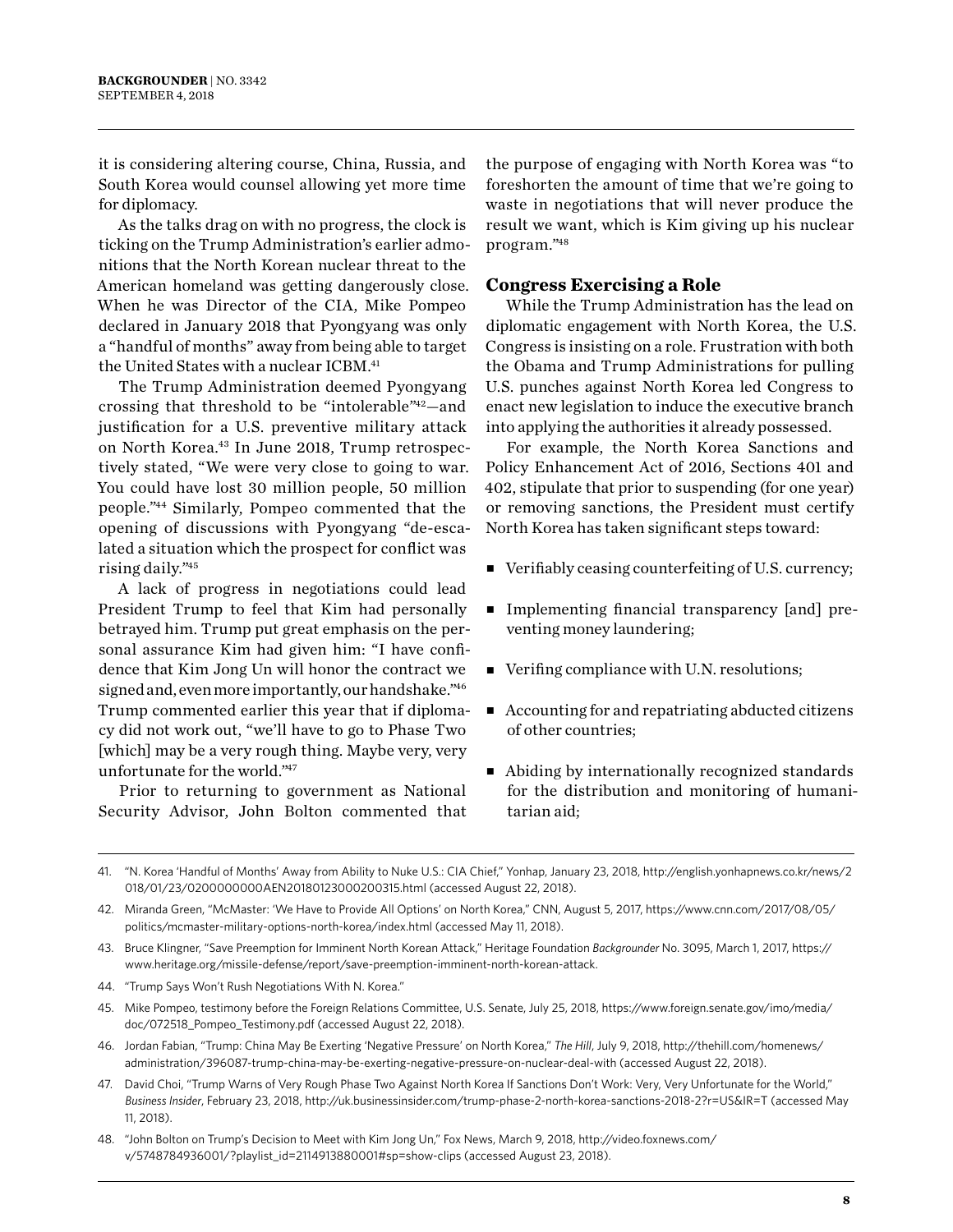it is considering altering course, China, Russia, and South Korea would counsel allowing yet more time for diplomacy.

As the talks drag on with no progress, the clock is ticking on the Trump Administration's earlier admonitions that the North Korean nuclear threat to the American homeland was getting dangerously close. When he was Director of the CIA, Mike Pompeo declared in January 2018 that Pyongyang was only a "handful of months" away from being able to target the United States with a nuclear ICBM.[41]

The Trump Administration deemed Pyongyang crossing that threshold to be "intolerable"[42]—and justification for a U.S. preventive military attack on North Korea.[43] In June 2018, Trump retrospectively stated, "We were very close to going to war. You could have lost 30 million people, 50 million people."[44] Similarly, Pompeo commented that the opening of discussions with Pyongyang "de-escalated a situation which the prospect for conflict was rising daily."[45]

A lack of progress in negotiations could lead President Trump to feel that Kim had personally betrayed him. Trump put great emphasis on the personal assurance Kim had given him: "I have confidence that Kim Jong Un will honor the contract we signed and, even more importantly, our handshake."[46] Trump commented earlier this year that if diplomacy did not work out, "we'll have to go to Phase Two [which] may be a very rough thing. Maybe very, very unfortunate for the world."[47]

Prior to returning to government as National Security Advisor, John Bolton commented that the purpose of engaging with North Korea was "to foreshorten the amount of time that we're going to waste in negotiations that will never produce the result we want, which is Kim giving up his nuclear program."[48]

### Congress Exercising a Role

While the Trump Administration has the lead on diplomatic engagement with North Korea, the U.S. Congress is insisting on a role. Frustration with both the Obama and Trump Administrations for pulling U.S. punches against North Korea led Congress to enact new legislation to induce the executive branch into applying the authorities it already possessed.

For example, the North Korea Sanctions and Policy Enhancement Act of 2016, Sections 401 and 402, stipulate that prior to suspending (for one year) or removing sanctions, the President must certify North Korea has taken significant steps toward:

- Verifiably ceasing counterfeiting of U.S. currency;
- Implementing financial transparency [and] preventing money laundering;
- Verifing compliance with U.N. resolutions;
- Accounting for and repatriating abducted citizens of other countries;
- Abiding by internationally recognized standards for the distribution and monitoring of humanitarian aid;

---

41. "N. Korea 'Handful of Months' Away from Ability to Nuke U.S.: CIA Chief," Yonhap, January 23, 2018, http://english.yonhapnews.co.kr/news/2018/01/23/0200000000AEN20180123000200315.html (accessed August 22, 2018).
42. Miranda Green, "McMaster: 'We Have to Provide All Options' on North Korea," CNN, August 5, 2017, https://www.cnn.com/2017/08/05/politics/mcmaster-military-options-north-korea/index.html (accessed May 11, 2018).
43. Bruce Klingner, "Save Preemption for Imminent North Korean Attack," Heritage Foundation *Backgrounder* No. 3095, March 1, 2017, https://www.heritage.org/missile-defense/report/save-preemption-imminent-north-korean-attack.
44. "Trump Says Won't Rush Negotiations With N. Korea."
45. Mike Pompeo, testimony before the Foreign Relations Committee, U.S. Senate, July 25, 2018, https://www.foreign.senate.gov/imo/media/doc/072518_Pompeo_Testimony.pdf (accessed August 22, 2018).
46. Jordan Fabian, "Trump: China May Be Exerting 'Negative Pressure' on North Korea," *The Hill*, July 9, 2018, http://thehill.com/homenews/administration/396087-trump-china-may-be-exerting-negative-pressure-on-nuclear-deal-with (accessed August 22, 2018).
47. David Choi, "Trump Warns of Very Rough Phase Two Against North Korea If Sanctions Don't Work: Very, Very Unfortunate for the World," *Business Insider*, February 23, 2018, http://uk.businessinsider.com/trump-phase-2-north-korea-sanctions-2018-2?r=US&IR=T (accessed May 11, 2018).
48. "John Bolton on Trump's Decision to Meet with Kim Jong Un," Fox News, March 9, 2018, http://video.foxnews.com/v/5748784936001/?playlist_id=2114913880001#sp=show-clips (accessed August 23, 2018).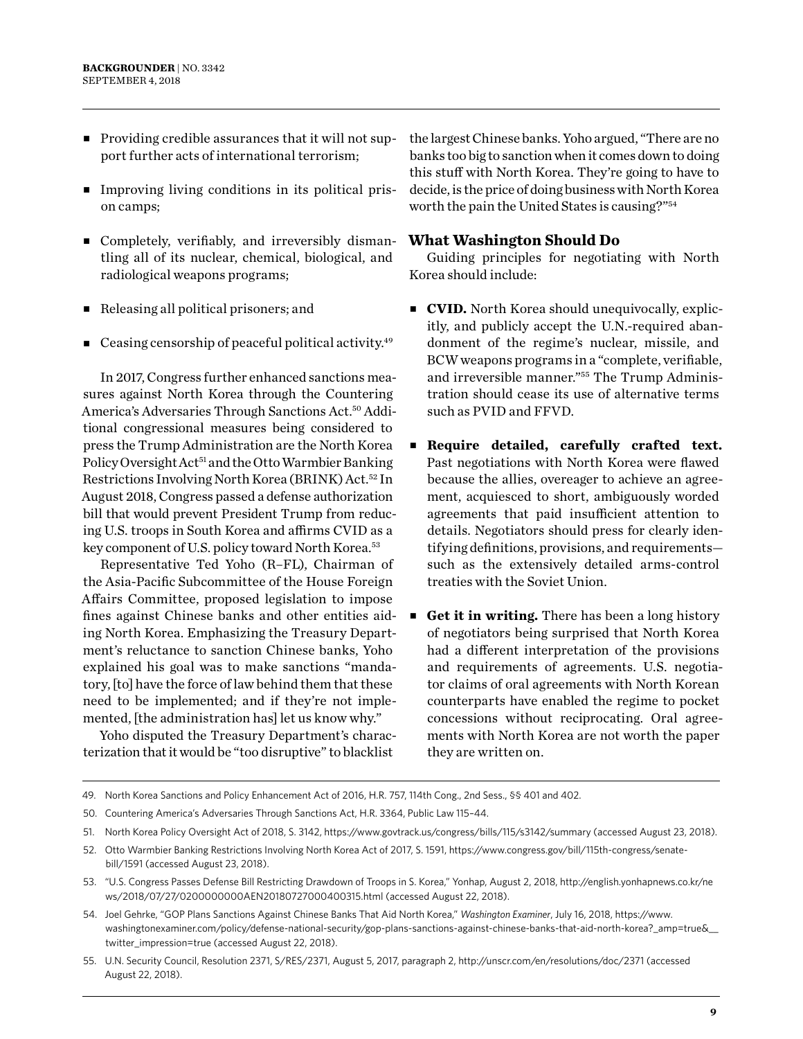- Providing credible assurances that it will not support further acts of international terrorism;
- Improving living conditions in its political prison camps;
- Completely, verifiably, and irreversibly dismantling all of its nuclear, chemical, biological, and radiological weapons programs;
- Releasing all political prisoners; and
- Ceasing censorship of peaceful political activity.[49]

In 2017, Congress further enhanced sanctions measures against North Korea through the Countering America's Adversaries Through Sanctions Act.[50] Additional congressional measures being considered to press the Trump Administration are the North Korea Policy Oversight Act[51] and the Otto Warmbier Banking Restrictions Involving North Korea (BRINK) Act.[52] In August 2018, Congress passed a defense authorization bill that would prevent President Trump from reducing U.S. troops in South Korea and affirms CVID as a key component of U.S. policy toward North Korea.[53]

Representative Ted Yoho (R–FL), Chairman of the Asia-Pacific Subcommittee of the House Foreign Affairs Committee, proposed legislation to impose fines against Chinese banks and other entities aiding North Korea. Emphasizing the Treasury Department's reluctance to sanction Chinese banks, Yoho explained his goal was to make sanctions "mandatory, [to] have the force of law behind them that these need to be implemented; and if they're not implemented, [the administration has] let us know why."

Yoho disputed the Treasury Department's characterization that it would be "too disruptive" to blacklist the largest Chinese banks. Yoho argued, "There are no banks too big to sanction when it comes down to doing this stuff with North Korea. They're going to have to decide, is the price of doing business with North Korea worth the pain the United States is causing?"[54]

## What Washington Should Do

Guiding principles for negotiating with North Korea should include:

- **CVID.** North Korea should unequivocally, explicitly, and publicly accept the U.N.-required abandonment of the regime's nuclear, missile, and BCW weapons programs in a "complete, verifiable, and irreversible manner."[55] The Trump Administration should cease its use of alternative terms such as PVID and FFVD.
- **Require detailed, carefully crafted text.** Past negotiations with North Korea were flawed because the allies, overeager to achieve an agreement, acquiesced to short, ambiguously worded agreements that paid insufficient attention to details. Negotiators should press for clearly identifying definitions, provisions, and requirements—such as the extensively detailed arms-control treaties with the Soviet Union.
- **Get it in writing.** There has been a long history of negotiators being surprised that North Korea had a different interpretation of the provisions and requirements of agreements. U.S. negotiator claims of oral agreements with North Korean counterparts have enabled the regime to pocket concessions without reciprocating. Oral agreements with North Korea are not worth the paper they are written on.

---

49. North Korea Sanctions and Policy Enhancement Act of 2016, H.R. 757, 114th Cong., 2nd Sess., §§ 401 and 402.
50. Countering America's Adversaries Through Sanctions Act, H.R. 3364, Public Law 115–44.
51. North Korea Policy Oversight Act of 2018, S. 3142, https://www.govtrack.us/congress/bills/115/s3142/summary (accessed August 23, 2018).
52. Otto Warmbier Banking Restrictions Involving North Korea Act of 2017, S. 1591, https://www.congress.gov/bill/115th-congress/senate-bill/1591 (accessed August 23, 2018).
53. "U.S. Congress Passes Defense Bill Restricting Drawdown of Troops in S. Korea," Yonhap, August 2, 2018, http://english.yonhapnews.co.kr/news/2018/07/27/0200000000AEN20180727000400315.html (accessed August 22, 2018).
54. Joel Gehrke, "GOP Plans Sanctions Against Chinese Banks That Aid North Korea," *Washington Examiner*, July 16, 2018, https://www.washingtonexaminer.com/policy/defense-national-security/gop-plans-sanctions-against-chinese-banks-that-aid-north-korea?_amp=true&__twitter_impression=true (accessed August 22, 2018).
55. U.N. Security Council, Resolution 2371, S/RES/2371, August 5, 2017, paragraph 2, http://unscr.com/en/resolutions/doc/2371 (accessed August 22, 2018).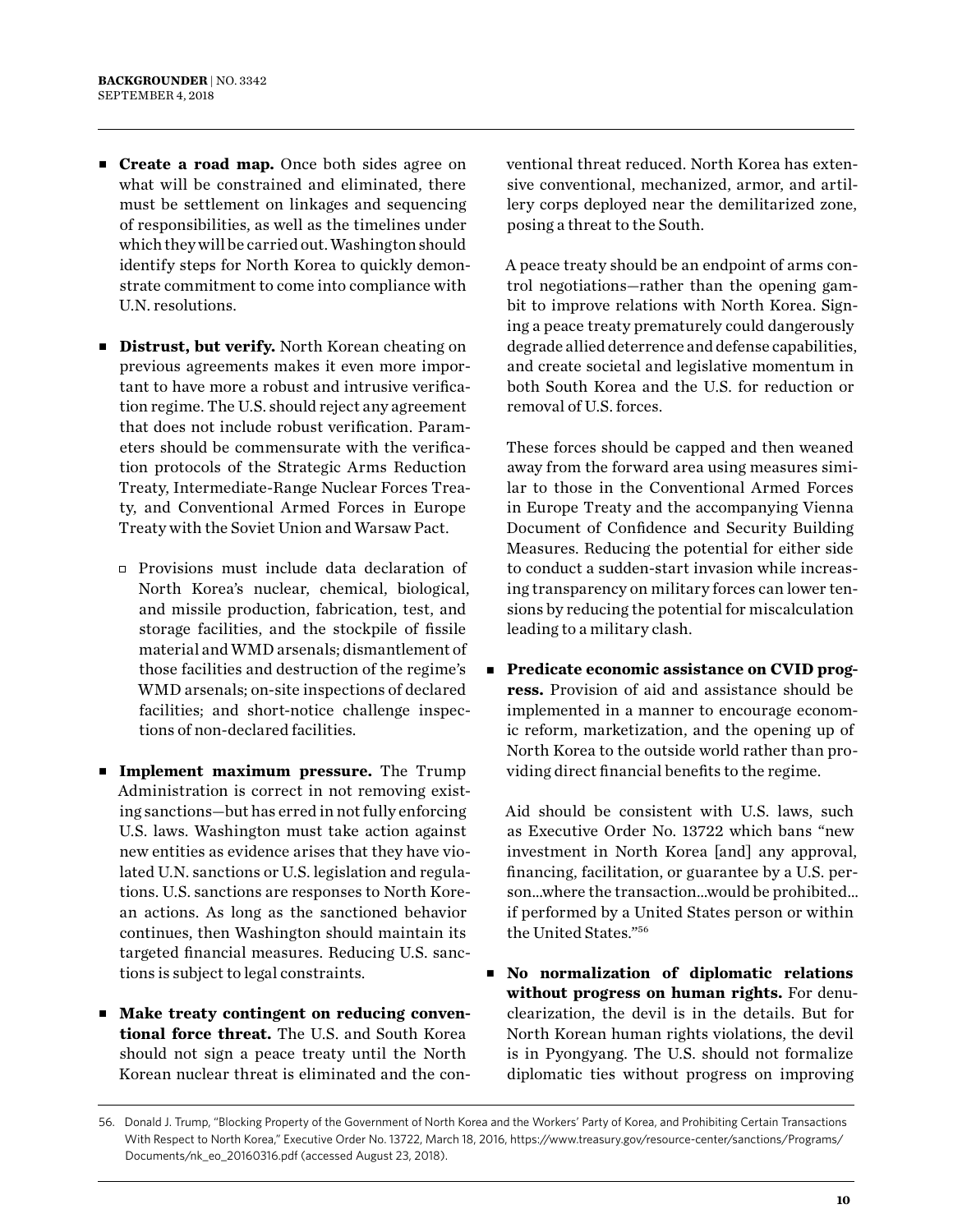- **Create a road map.** Once both sides agree on what will be constrained and eliminated, there must be settlement on linkages and sequencing of responsibilities, as well as the timelines under which they will be carried out. Washington should identify steps for North Korea to quickly demonstrate commitment to come into compliance with U.N. resolutions.

- **Distrust, but verify.** North Korean cheating on previous agreements makes it even more important to have more a robust and intrusive verification regime. The U.S. should reject any agreement that does not include robust verification. Parameters should be commensurate with the verification protocols of the Strategic Arms Reduction Treaty, Intermediate-Range Nuclear Forces Treaty, and Conventional Armed Forces in Europe Treaty with the Soviet Union and Warsaw Pact.

    - Provisions must include data declaration of North Korea's nuclear, chemical, biological, and missile production, fabrication, test, and storage facilities, and the stockpile of fissile material and WMD arsenals; dismantlement of those facilities and destruction of the regime's WMD arsenals; on-site inspections of declared facilities; and short-notice challenge inspections of non-declared facilities.

- **Implement maximum pressure.** The Trump Administration is correct in not removing existing sanctions—but has erred in not fully enforcing U.S. laws. Washington must take action against new entities as evidence arises that they have violated U.N. sanctions or U.S. legislation and regulations. U.S. sanctions are responses to North Korean actions. As long as the sanctioned behavior continues, then Washington should maintain its targeted financial measures. Reducing U.S. sanctions is subject to legal constraints.

- **Make treaty contingent on reducing conventional force threat.** The U.S. and South Korea should not sign a peace treaty until the North Korean nuclear threat is eliminated and the conventional threat reduced. North Korea has extensive conventional, mechanized, armor, and artillery corps deployed near the demilitarized zone, posing a threat to the South.

    A peace treaty should be an endpoint of arms control negotiations—rather than the opening gambit to improve relations with North Korea. Signing a peace treaty prematurely could dangerously degrade allied deterrence and defense capabilities, and create societal and legislative momentum in both South Korea and the U.S. for reduction or removal of U.S. forces.

    These forces should be capped and then weaned away from the forward area using measures similar to those in the Conventional Armed Forces in Europe Treaty and the accompanying Vienna Document of Confidence and Security Building Measures. Reducing the potential for either side to conduct a sudden-start invasion while increasing transparency on military forces can lower tensions by reducing the potential for miscalculation leading to a military clash.

- **Predicate economic assistance on CVID progress.** Provision of aid and assistance should be implemented in a manner to encourage economic reform, marketization, and the opening up of North Korea to the outside world rather than providing direct financial benefits to the regime.

    Aid should be consistent with U.S. laws, such as Executive Order No. 13722 which bans "new investment in North Korea [and] any approval, financing, facilitation, or guarantee by a U.S. person...where the transaction...would be prohibited... if performed by a United States person or within the United States."[56]

- **No normalization of diplomatic relations without progress on human rights.** For denuclearization, the devil is in the details. But for North Korean human rights violations, the devil is in Pyongyang. The U.S. should not formalize diplomatic ties without progress on improving

56. Donald J. Trump, "Blocking Property of the Government of North Korea and the Workers' Party of Korea, and Prohibiting Certain Transactions With Respect to North Korea," Executive Order No. 13722, March 18, 2016, https://www.treasury.gov/resource-center/sanctions/Programs/Documents/nk_eo_20160316.pdf (accessed August 23, 2018).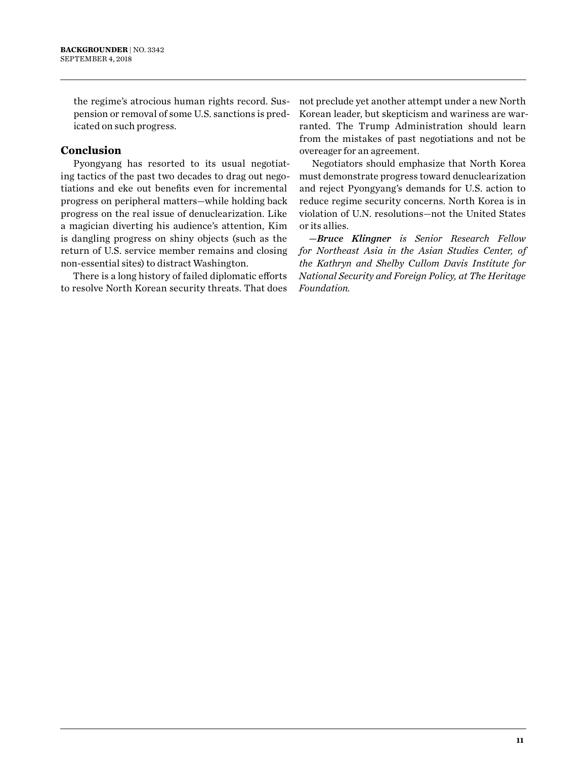the regime's atrocious human rights record. Suspension or removal of some U.S. sanctions is predicated on such progress.

## Conclusion

Pyongyang has resorted to its usual negotiating tactics of the past two decades to drag out negotiations and eke out benefits even for incremental progress on peripheral matters—while holding back progress on the real issue of denuclearization. Like a magician diverting his audience's attention, Kim is dangling progress on shiny objects (such as the return of U.S. service member remains and closing non-essential sites) to distract Washington.

There is a long history of failed diplomatic efforts to resolve North Korean security threats. That does not preclude yet another attempt under a new North Korean leader, but skepticism and wariness are warranted. The Trump Administration should learn from the mistakes of past negotiations and not be overeager for an agreement.

Negotiators should emphasize that North Korea must demonstrate progress toward denuclearization and reject Pyongyang's demands for U.S. action to reduce regime security concerns. North Korea is in violation of U.N. resolutions—not the United States or its allies.

*—**Bruce Klingner** is Senior Research Fellow for Northeast Asia in the Asian Studies Center, of the Kathryn and Shelby Cullom Davis Institute for National Security and Foreign Policy, at The Heritage Foundation.*